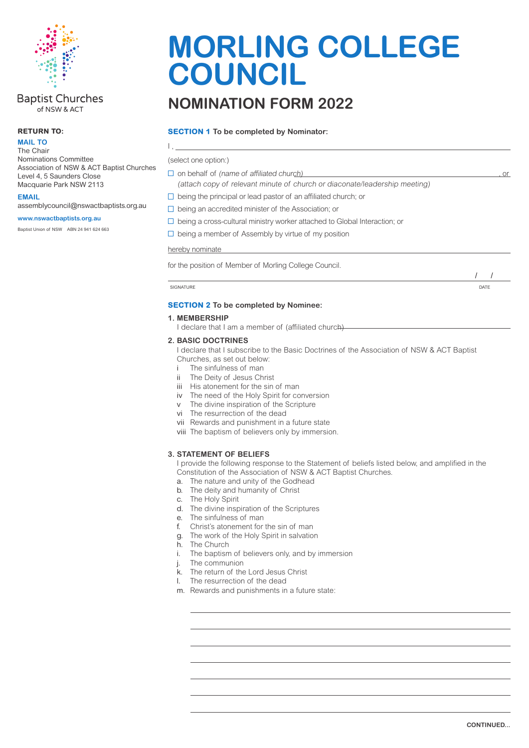Baptist Churches
of NSW & ACT

**RETURN TO:**

**MAIL TO**
The Chair
Nominations Committee
Association of NSW & ACT Baptist Churches
Level 4, 5 Saunders Close
Macquarie Park NSW 2113

**EMAIL**
assemblycouncil@nswactbaptists.org.au

**www.nswactbaptists.org.au**

Baptist Union of NSW ABN 24 941 624 663

# MORLING COLLEGE COUNCIL

## NOMINATION FORM 2022

### SECTION 1 To be completed by Nominator:

I , ____________________________________________

(select one option:)

☐ on behalf of *(name of affiliated church)* ______________________________, or
*(attach copy of relevant minute of church or diaconate/leadership meeting)*

☐ being the principal or lead pastor of an affiliated church; or

☐ being an accredited minister of the Association; or

☐ being a cross-cultural ministry worker attached to Global Interaction; or

☐ being a member of Assembly by virtue of my position

hereby nominate ____________________________________________

for the position of Member of Morling College Council.

______________________________________________ / /

SIGNATURE DATE

### SECTION 2 To be completed by Nominee:

**1. MEMBERSHIP**

I declare that I am a member of (affiliated church) ______________________________

**2. BASIC DOCTRINES**

I declare that I subscribe to the Basic Doctrines of the Association of NSW & ACT Baptist Churches, as set out below:

- i The sinfulness of man
- ii The Deity of Jesus Christ
- iii His atonement for the sin of man
- iv The need of the Holy Spirit for conversion
- v The divine inspiration of the Scripture
- vi The resurrection of the dead
- vii Rewards and punishment in a future state
- viii The baptism of believers only by immersion.

**3. STATEMENT OF BELIEFS**

I provide the following response to the Statement of beliefs listed below, and amplified in the Constitution of the Association of NSW & ACT Baptist Churches.

- a. The nature and unity of the Godhead
- b. The deity and humanity of Christ
- c. The Holy Spirit
- d. The divine inspiration of the Scriptures
- e. The sinfulness of man
- f. Christ's atonement for the sin of man
- g. The work of the Holy Spirit in salvation
- h. The Church
- i. The baptism of believers only, and by immersion
- j. The communion
- k. The return of the Lord Jesus Christ
- l. The resurrection of the dead
- m. Rewards and punishments in a future state:

____________________________________________

____________________________________________

____________________________________________

____________________________________________

____________________________________________

____________________________________________

____________________________________________

CONTINUED...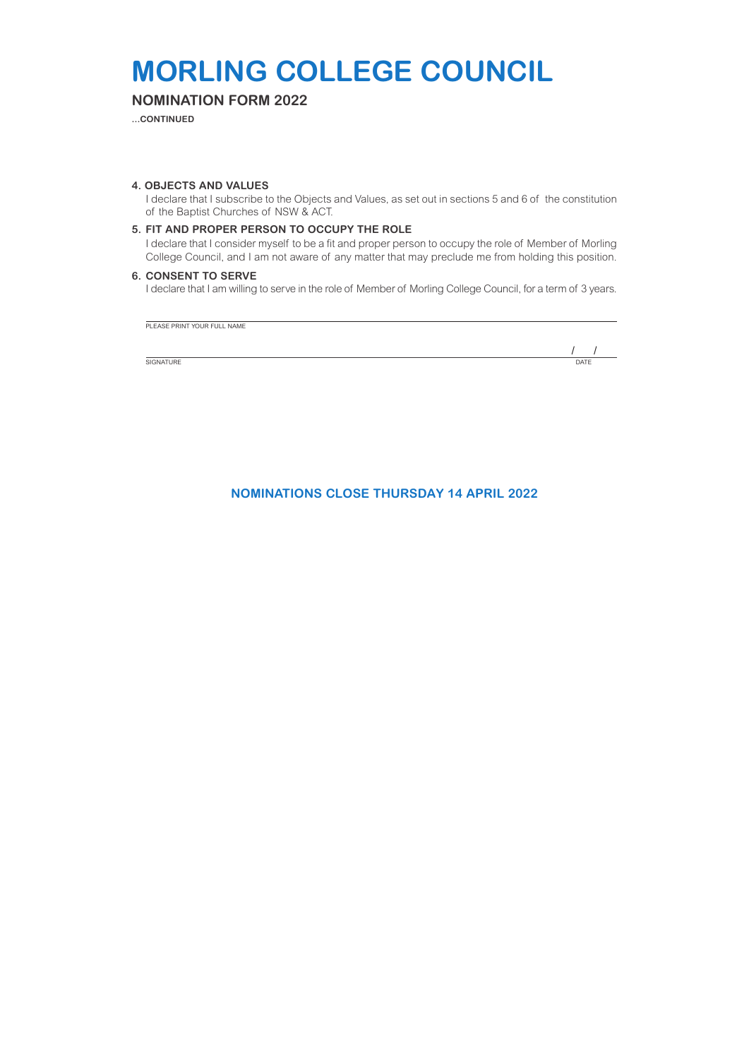# MORLING COLLEGE COUNCIL

## NOMINATION FORM 2022

**...CONTINUED**

**4. OBJECTS AND VALUES**

I declare that I subscribe to the Objects and Values, as set out in sections 5 and 6 of the constitution of the Baptist Churches of NSW & ACT.

**5. FIT AND PROPER PERSON TO OCCUPY THE ROLE**

I declare that I consider myself to be a fit and proper person to occupy the role of Member of Morling College Council, and I am not aware of any matter that may preclude me from holding this position.

**6. CONSENT TO SERVE**

I declare that I am willing to serve in the role of Member of Morling College Council, for a term of 3 years.

PLEASE PRINT YOUR FULL NAME

SIGNATURE

/ /

DATE

**NOMINATIONS CLOSE THURSDAY 14 APRIL 2022**